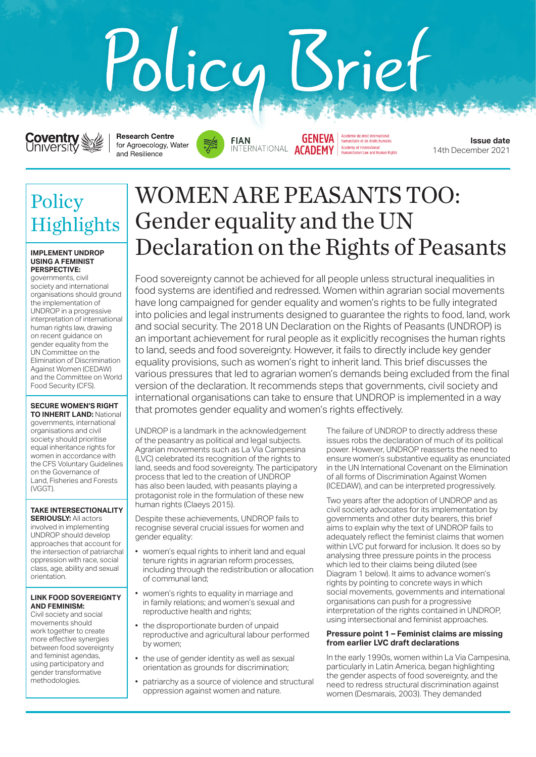# Policy Brief

Coventry University | Research Centre for Agroecology, Water and Resilience

FIAN INTERNATIONAL

GENEVA ACADEMY — Académie de droit international humanitaire et de droits humains — Academy of International Humanitarian Law and Human Rights

**Issue date**
14th December 2021

# WOMEN ARE PEASANTS TOO: Gender equality and the UN Declaration on the Rights of Peasants

Food sovereignty cannot be achieved for all people unless structural inequalities in food systems are identified and redressed. Women within agrarian social movements have long campaigned for gender equality and women's rights to be fully integrated into policies and legal instruments designed to guarantee the rights to food, land, work and social security. The 2018 UN Declaration on the Rights of Peasants (UNDROP) is an important achievement for rural people as it explicitly recognises the human rights to land, seeds and food sovereignty. However, it fails to directly include key gender equality provisions, such as women's right to inherit land. This brief discusses the various pressures that led to agrarian women's demands being excluded from the final version of the declaration. It recommends steps that governments, civil society and international organisations can take to ensure that UNDROP is implemented in a way that promotes gender equality and women's rights effectively.

## Policy Highlights

**IMPLEMENT UNDROP USING A FEMINIST PERSPECTIVE:** governments, civil society and international organisations should ground the implementation of UNDROP in a progressive interpretation of international human rights law, drawing on recent guidance on gender equality from the UN Committee on the Elimination of Discrimination Against Women (CEDAW) and the Committee on World Food Security (CFS).

**SECURE WOMEN'S RIGHT TO INHERIT LAND:** National governments, international organisations and civil society should prioritise equal inheritance rights for women in accordance with the CFS Voluntary Guidelines on the Governance of Land, Fisheries and Forests (VGGT).

**TAKE INTERSECTIONALITY SERIOUSLY:** All actors involved in implementing UNDROP should develop approaches that account for the intersection of patriarchal oppression with race, social class, age, ability and sexual orientation.

**LINK FOOD SOVEREIGNTY AND FEMINISM:** Civil society and social movements should work together to create more effective synergies between food sovereignty and feminist agendas, using participatory and gender transformative methodologies.

UNDROP is a landmark in the acknowledgement of the peasantry as political and legal subjects. Agrarian movements such as La Via Campesina (LVC) celebrated its recognition of the rights to land, seeds and food sovereignty. The participatory process that led to the creation of UNDROP has also been lauded, with peasants playing a protagonist role in the formulation of these new human rights (Claeys 2015).

Despite these achievements, UNDROP fails to recognise several crucial issues for women and gender equality:

- women's equal rights to inherit land and equal tenure rights in agrarian reform processes, including through the redistribution or allocation of communal land;
- women's rights to equality in marriage and in family relations; and women's sexual and reproductive health and rights;
- the disproportionate burden of unpaid reproductive and agricultural labour performed by women;
- the use of gender identity as well as sexual orientation as grounds for discrimination;
- patriarchy as a source of violence and structural oppression against women and nature.

The failure of UNDROP to directly address these issues robs the declaration of much of its political power. However, UNDROP reasserts the need to ensure women's substantive equality as enunciated in the UN International Covenant on the Elimination of all forms of Discrimination Against Women (ICEDAW), and can be interpreted progressively.

Two years after the adoption of UNDROP and as civil society advocates for its implementation by governments and other duty bearers, this brief aims to explain why the text of UNDROP fails to adequately reflect the feminist claims that women within LVC put forward for inclusion. It does so by analysing three pressure points in the process which led to their claims being diluted (see Diagram 1 below). It aims to advance women's rights by pointing to concrete ways in which social movements, governments and international organisations can push for a progressive interpretation of the rights contained in UNDROP, using intersectional and feminist approaches.

### Pressure point 1 – Feminist claims are missing from earlier LVC draft declarations

In the early 1990s, women within La Via Campesina, particularly in Latin America, began highlighting the gender aspects of food sovereignty, and the need to redress structural discrimination against women (Desmarais, 2003). They demanded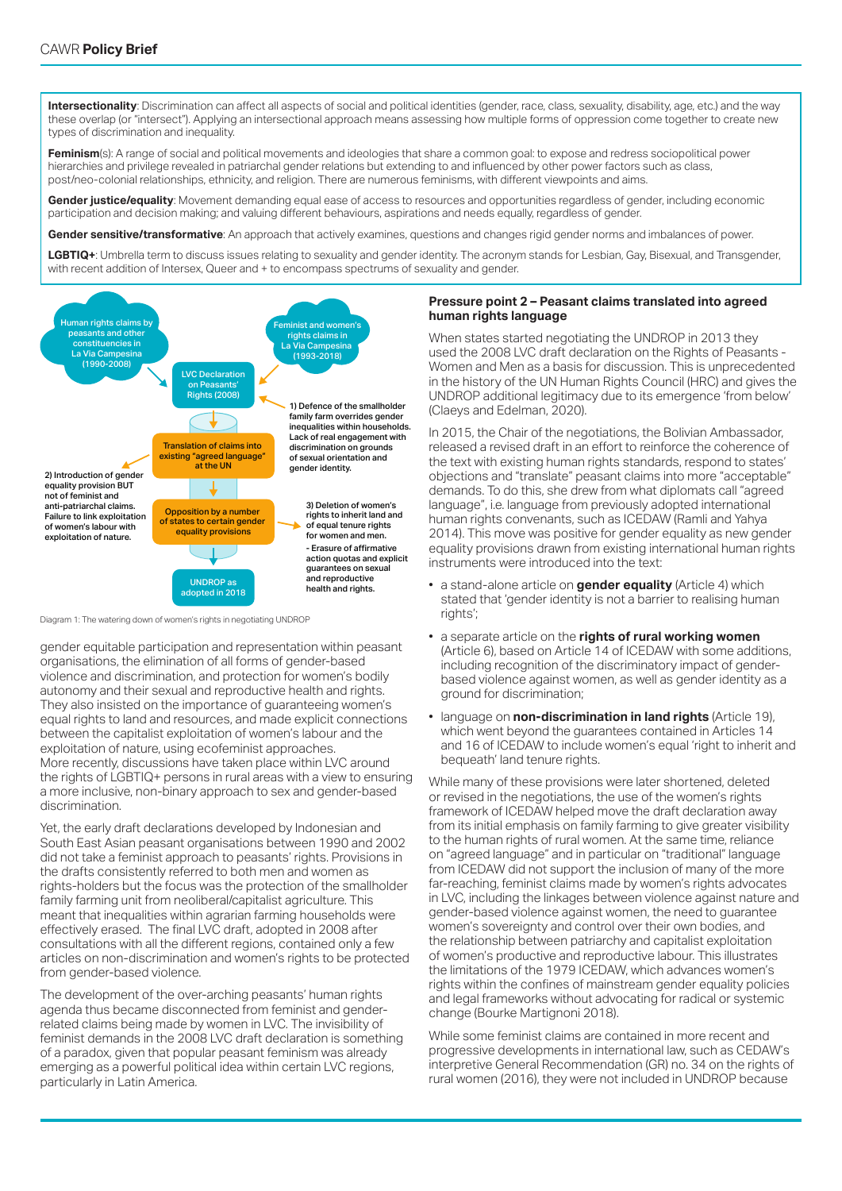**Intersectionality**: Discrimination can affect all aspects of social and political identities (gender, race, class, sexuality, disability, age, etc.) and the way these overlap (or "intersect"). Applying an intersectional approach means assessing how multiple forms of oppression come together to create new types of discrimination and inequality.

**Feminism**(s): A range of social and political movements and ideologies that share a common goal: to expose and redress sociopolitical power hierarchies and privilege revealed in patriarchal gender relations but extending to and influenced by other power factors such as class, post/neo-colonial relationships, ethnicity, and religion. There are numerous feminisms, with different viewpoints and aims.

**Gender justice/equality**: Movement demanding equal ease of access to resources and opportunities regardless of gender, including economic participation and decision making; and valuing different behaviours, aspirations and needs equally, regardless of gender.

**Gender sensitive/transformative**: An approach that actively examines, questions and changes rigid gender norms and imbalances of power.

**LGBTIQ+**: Umbrella term to discuss issues relating to sexuality and gender identity. The acronym stands for Lesbian, Gay, Bisexual, and Transgender, with recent addition of Intersex, Queer and + to encompass spectrums of sexuality and gender.

Human rights claims by peasants and other constituencies in La Via Campesina (1990-2008)

Feminist and women's rights claims in La Via Campesina (1993-2018)

LVC Declaration on Peasants' Rights (2008)

1) Defence of the smallholder family farm overrides gender inequalities within households. Lack of real engagement with discrimination on grounds of sexual orientation and gender identity.

Translation of claims into existing "agreed language" at the UN

2) Introduction of gender equality provision BUT not of feminist and anti-patriarchal claims. Failure to link exploitation of women's labour with exploitation of nature.

Opposition by a number of states to certain gender equality provisions

3) Deletion of women's rights to inherit land and of equal tenure rights for women and men.
- Erasure of affirmative action quotas and explicit guarantees on sexual and reproductive health and rights.

UNDROP as adopted in 2018

Diagram 1: The watering down of women's rights in negotiating UNDROP

gender equitable participation and representation within peasant organisations, the elimination of all forms of gender-based violence and discrimination, and protection for women's bodily autonomy and their sexual and reproductive health and rights. They also insisted on the importance of guaranteeing women's equal rights to land and resources, and made explicit connections between the capitalist exploitation of women's labour and the exploitation of nature, using ecofeminist approaches. More recently, discussions have taken place within LVC around the rights of LGBTIQ+ persons in rural areas with a view to ensuring a more inclusive, non-binary approach to sex and gender-based discrimination.

Yet, the early draft declarations developed by Indonesian and South East Asian peasant organisations between 1990 and 2002 did not take a feminist approach to peasants' rights. Provisions in the drafts consistently referred to both men and women as rights-holders but the focus was the protection of the smallholder family farming unit from neoliberal/capitalist agriculture. This meant that inequalities within agrarian farming households were effectively erased. The final LVC draft, adopted in 2008 after consultations with all the different regions, contained only a few articles on non-discrimination and women's rights to be protected from gender-based violence.

The development of the over-arching peasants' human rights agenda thus became disconnected from feminist and gender-related claims being made by women in LVC. The invisibility of feminist demands in the 2008 LVC draft declaration is something of a paradox, given that popular peasant feminism was already emerging as a powerful political idea within certain LVC regions, particularly in Latin America.

### Pressure point 2 – Peasant claims translated into agreed human rights language

When states started negotiating the UNDROP in 2013 they used the 2008 LVC draft declaration on the Rights of Peasants - Women and Men as a basis for discussion. This is unprecedented in the history of the UN Human Rights Council (HRC) and gives the UNDROP additional legitimacy due to its emergence 'from below' (Claeys and Edelman, 2020).

In 2015, the Chair of the negotiations, the Bolivian Ambassador, released a revised draft in an effort to reinforce the coherence of the text with existing human rights standards, respond to states' objections and "translate" peasant claims into more "acceptable" demands. To do this, she drew from what diplomats call "agreed language", i.e. language from previously adopted international human rights convenants, such as ICEDAW (Ramli and Yahya 2014). This move was positive for gender equality as new gender equality provisions drawn from existing international human rights instruments were introduced into the text:

- a stand-alone article on **gender equality** (Article 4) which stated that 'gender identity is not a barrier to realising human rights';
- a separate article on the **rights of rural working women** (Article 6), based on Article 14 of ICEDAW with some additions, including recognition of the discriminatory impact of gender-based violence against women, as well as gender identity as a ground for discrimination;
- language on **non-discrimination in land rights** (Article 19), which went beyond the guarantees contained in Articles 14 and 16 of ICEDAW to include women's equal 'right to inherit and bequeath' land tenure rights.

While many of these provisions were later shortened, deleted or revised in the negotiations, the use of the women's rights framework of ICEDAW helped move the draft declaration away from its initial emphasis on family farming to give greater visibility to the human rights of rural women. At the same time, reliance on "agreed language" and in particular on "traditional" language from ICEDAW did not support the inclusion of many of the more far-reaching, feminist claims made by women's rights advocates in LVC, including the linkages between violence against nature and gender-based violence against women, the need to guarantee women's sovereignty and control over their own bodies, and the relationship between patriarchy and capitalist exploitation of women's productive and reproductive labour. This illustrates the limitations of the 1979 ICEDAW, which advances women's rights within the confines of mainstream gender equality policies and legal frameworks without advocating for radical or systemic change (Bourke Martignoni 2018).

While some feminist claims are contained in more recent and progressive developments in international law, such as CEDAW's interpretive General Recommendation (GR) no. 34 on the rights of rural women (2016), they were not included in UNDROP because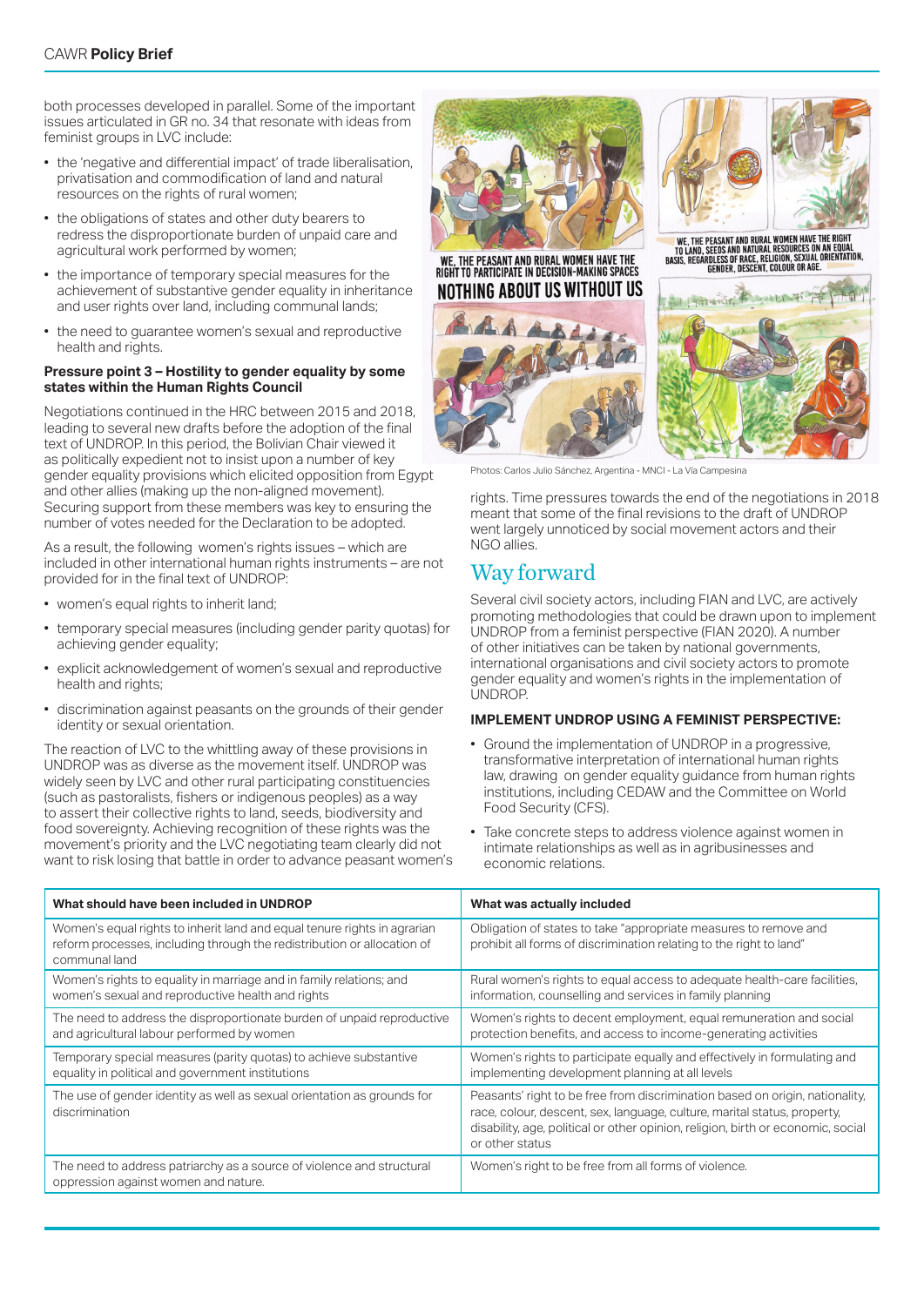both processes developed in parallel. Some of the important issues articulated in GR no. 34 that resonate with ideas from feminist groups in LVC include:

- the 'negative and differential impact' of trade liberalisation, privatisation and commodification of land and natural resources on the rights of rural women;
- the obligations of states and other duty bearers to redress the disproportionate burden of unpaid care and agricultural work performed by women;
- the importance of temporary special measures for the achievement of substantive gender equality in inheritance and user rights over land, including communal lands;
- the need to guarantee women's sexual and reproductive health and rights.

**Pressure point 3 – Hostility to gender equality by some states within the Human Rights Council**

Negotiations continued in the HRC between 2015 and 2018, leading to several new drafts before the adoption of the final text of UNDROP. In this period, the Bolivian Chair viewed it as politically expedient not to insist upon a number of key gender equality provisions which elicited opposition from Egypt and other allies (making up the non-aligned movement). Securing support from these members was key to ensuring the number of votes needed for the Declaration to be adopted.

As a result, the following women's rights issues – which are included in other international human rights instruments – are not provided for in the final text of UNDROP:

- women's equal rights to inherit land;
- temporary special measures (including gender parity quotas) for achieving gender equality;
- explicit acknowledgement of women's sexual and reproductive health and rights;
- discrimination against peasants on the grounds of their gender identity or sexual orientation.

The reaction of LVC to the whittling away of these provisions in UNDROP was as diverse as the movement itself. UNDROP was widely seen by LVC and other rural participating constituencies (such as pastoralists, fishers or indigenous peoples) as a way to assert their collective rights to land, seeds, biodiversity and food sovereignty. Achieving recognition of these rights was the movement's priority and the LVC negotiating team clearly did not want to risk losing that battle in order to advance peasant women's rights. Time pressures towards the end of the negotiations in 2018 meant that some of the final revisions to the draft of UNDROP went largely unnoticed by social movement actors and their NGO allies.

Photos: Carlos Julio Sánchez, Argentina - MNCI - La Vía Campesina

## Way forward

Several civil society actors, including FIAN and LVC, are actively promoting methodologies that could be drawn upon to implement UNDROP from a feminist perspective (FIAN 2020). A number of other initiatives can be taken by national governments, international organisations and civil society actors to promote gender equality and women's rights in the implementation of UNDROP.

**IMPLEMENT UNDROP USING A FEMINIST PERSPECTIVE:**

- Ground the implementation of UNDROP in a progressive, transformative interpretation of international human rights law, drawing on gender equality guidance from human rights institutions, including CEDAW and the Committee on World Food Security (CFS).
- Take concrete steps to address violence against women in intimate relationships as well as in agribusinesses and economic relations.

| What should have been included in UNDROP | What was actually included |
|---|---|
| Women's equal rights to inherit land and equal tenure rights in agrarian reform processes, including through the redistribution or allocation of communal land | Obligation of states to take "appropriate measures to remove and prohibit all forms of discrimination relating to the right to land" |
| Women's rights to equality in marriage and in family relations; and women's sexual and reproductive health and rights | Rural women's rights to equal access to adequate health-care facilities, information, counselling and services in family planning |
| The need to address the disproportionate burden of unpaid reproductive and agricultural labour performed by women | Women's rights to decent employment, equal remuneration and social protection benefits, and access to income-generating activities |
| Temporary special measures (parity quotas) to achieve substantive equality in political and government institutions | Women's rights to participate equally and effectively in formulating and implementing development planning at all levels |
| The use of gender identity as well as sexual orientation as grounds for discrimination | Peasants' right to be free from discrimination based on origin, nationality, race, colour, descent, sex, language, culture, marital status, property, disability, age, political or other opinion, religion, birth or economic, social or other status |
| The need to address patriarchy as a source of violence and structural oppression against women and nature. | Women's right to be free from all forms of violence. |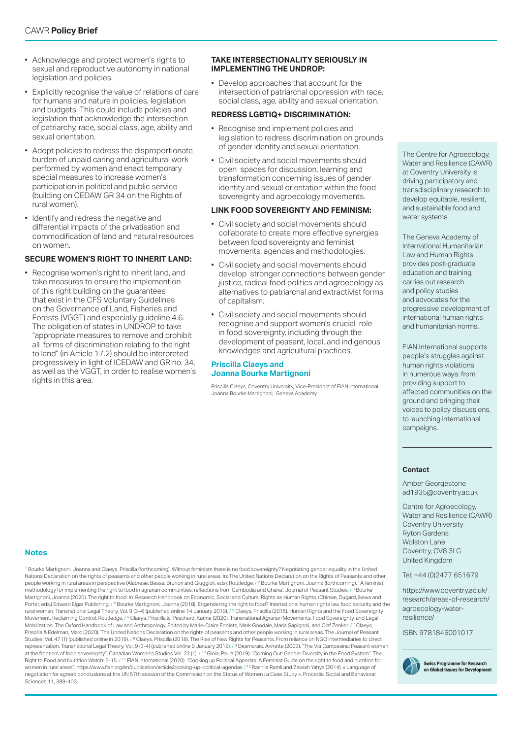- Acknowledge and protect women's rights to sexual and reproductive autonomy in national legislation and policies.
- Explicitly recognise the value of relations of care for humans and nature in policies, legislation and budgets. This could include policies and legislation that acknowledge the intersection of patriarchy, race, social class, age, ability and sexual orientation.
- Adopt policies to redress the disproportionate burden of unpaid caring and agricultural work performed by women and enact temporary special measures to increase women's participation in political and public service (building on CEDAW GR 34 on the Rights of rural women).
- Identify and redress the negative and differential impacts of the privatisation and commodification of land and natural resources on women.

**SECURE WOMEN'S RIGHT TO INHERIT LAND:**

- Recognise women's right to inherit land, and take measures to ensure the implemention of this right building on the guarantees that exist in the CFS Voluntary Guidelines on the Governance of Land, Fisheries and Forests (VGGT) and especially guideline 4.6. The obligation of states in UNDROP to take "appropriate measures to remove and prohibit all forms of discrimination relating to the right to land" (in Article 17.2) should be interpreted progressively in light of ICEDAW and GR no. 34, as well as the VGGT, in order to realise women's rights in this area.

**TAKE INTERSECTIONALITY SERIOUSLY IN IMPLEMENTING THE UNDROP:**

- Develop approaches that account for the intersection of patriarchal oppression with race, social class, age, ability and sexual orientation.

**REDRESS LGBTIQ+ DISCRIMINATION:**

- Recognise and implement policies and legislation to redress discrimination on grounds of gender identity and sexual orientation.
- Civil society and social movements should open spaces for discussion, learning and transformation concerning issues of gender identity and sexual orientation within the food sovereignty and agroecology movements.

**LINK FOOD SOVEREIGNTY AND FEMINISM:**

- Civil society and social movements should collaborate to create more effective synergies between food sovereignty and feminist movements, agendas and methodologies.
- Civil society and social movements should develop stronger connections between gender justice, radical food politics and agroecology as alternatives to patriarchal and extractivist forms of capitalism.
- Civil society and social movements should recognise and support women's crucial role in food sovereignty, including through the development of peasant, local, and indigenous knowledges and agricultural practices.

**Priscilla Claeys and Joanna Bourke Martignoni**

Priscilla Claeys, Coventry University, Vice-President of FIAN International.
Joanna Bourke Martignoni, Geneva Academy

The Centre for Agroecology, Water and Resilience (CAWR) at Coventry University is driving participatory and transdisciplinary research to develop equitable, resilient, and sustainable food and water systems.

The Geneva Academy of International Humanitarian Law and Human Rights provides post-graduate education and training, carries out research and policy studies and advocates for the progressive development of international human rights and humanitarian norms.

FIAN International supports people's struggles against human rights violations in numerous ways: from providing support to affected communities on the ground and bringing their voices to policy discussions, to launching international campaigns.

**Contact**

Amber Georgestone
ad1935@coventry.ac.uk

Centre for Agroecology, Water and Resilience (CAWR)
Coventry University
Ryton Gardens
Wolston Lane
Coventry, CV8 3LG
United Kingdom

Tel: +44 (0)2477 651679

https://www.coventry.ac.uk/research/areas-of-research/agroecology-water-resilience/

ISBN 9781846001017

Swiss Programme for Research on Global Issues for Development

**Notes**

[1] Bourke Martignoni, Joanna and Claeys, Priscilla (forthcoming). Without feminism there is no food sovereignty? Negotiating gender equality in the United Nations Declaration on the rights of peasants and other people working in rural areas. In: The United Nations Declaration on the Rights of Peasants and other people working in rural areas in perspective (Alabrese, Bessa, Brunori and Giuggioli, eds). Routledge. / [2] Bourke Martignoni, Joanna (forthcoming). ' A feminist methodology for implementing the right to food in agrarian communities: reflections from Cambodia and Ghana', Journal of Peasant Studies. / [3] Bourke Martignoni, Joanna (2020). The right to food. In: Research Handbook on Economic, Social and Cultural Rights as Human Rights. (Chinwe, Dugard, Ikewa and Porter, eds.) Edward Elgar Publishing. / [4] Bourke Martignoni, Joanna (2018). Engendering the right to food? International human rights law, food security and the rural woman, Transnational Legal Theory, Vol. 9 (3-4) (published online 14 January 2019). / [5] Claeys, Priscilla (2015). Human Rights and the Food Sovereignty Movement. Reclaiming Control. Routledge. / [6] Claeys, Priscilla & Peschard, Karine (2020). Transnational Agrarian Movements, Food Sovereignty, and Legal Mobilization. The Oxford Handbook of Law and Anthropology. Edited by Marie-Claire Foblets, Mark Goodale, Maria Sapignoli, and Olaf Zenker. / [7] Claeys, Priscilla & Edelman, Marc (2020). The United Nations Declaration on the rights of peasants and other people working in rural areas. The Journal of Peasant Studies, Vol. 47 (1) (published online in 2019). / [8] Claeys, Priscilla (2018). The Rise of New Rights for Peasants. From reliance on NGO intermediaries to direct representation. Transnational Legal Theory, Vol. 9 (3-4) (published online 9 January 2019). / [9] Desmarais, Annette (2003). "The Via Campesina: Peasant women at the frontiers of food sovereignty", Canadian Women's Studies Vol. 23 (1). / [10] Gioia, Paula (2019). "Coming Out! Gender Diversity in the Food System". The Right to Food and Nutrition Watch: 6-15. / [11] FIAN International (2020). "Cooking up Political Agendas. A Feminist Guide on the right to food and nutrition for women in rural areas". https://www.fian.org/en/publication/article/cooking-up-political-agendas / [12] Rashila Ramli and Zawiah Yahya (2014). « Language of negotiation for agreed conclusions at the UN 57th session of the Commission on the Status of Women : a Case Study ». Procedia, Social and Behavioral Sciences 11, 389-403.